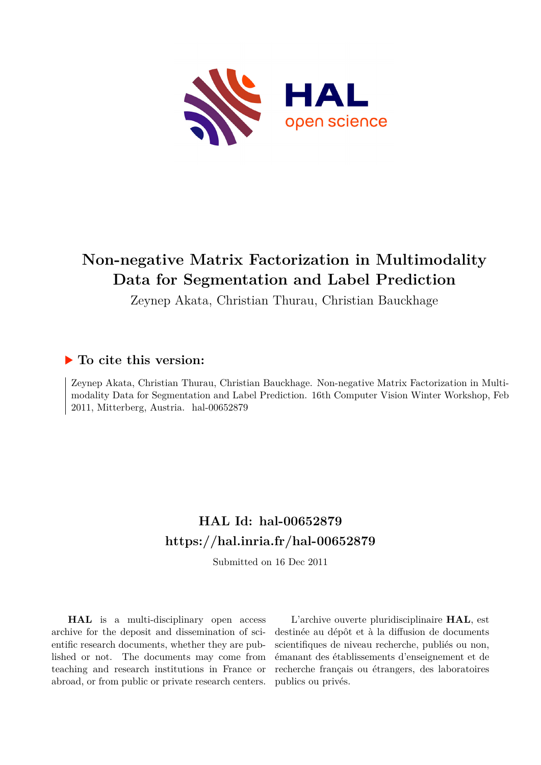# Non-negative Matrix Factorization in Multimodality Data for Segmentation and Label Prediction

Zeynep Akata, Christian Thurau, Christian Bauckhage

## ▶ To cite this version:

Zeynep Akata, Christian Thurau, Christian Bauckhage. Non-negative Matrix Factorization in Multimodality Data for Segmentation and Label Prediction. 16th Computer Vision Winter Workshop, Feb 2011, Mitterberg, Austria. hal-00652879

## HAL Id: hal-00652879
## https://hal.inria.fr/hal-00652879

Submitted on 16 Dec 2011

**HAL** is a multi-disciplinary open access archive for the deposit and dissemination of scientific research documents, whether they are published or not. The documents may come from teaching and research institutions in France or abroad, or from public or private research centers.

L'archive ouverte pluridisciplinaire **HAL**, est destinée au dépôt et à la diffusion de documents scientifiques de niveau recherche, publiés ou non, émanant des établissements d'enseignement et de recherche français ou étrangers, des laboratoires publics ou privés.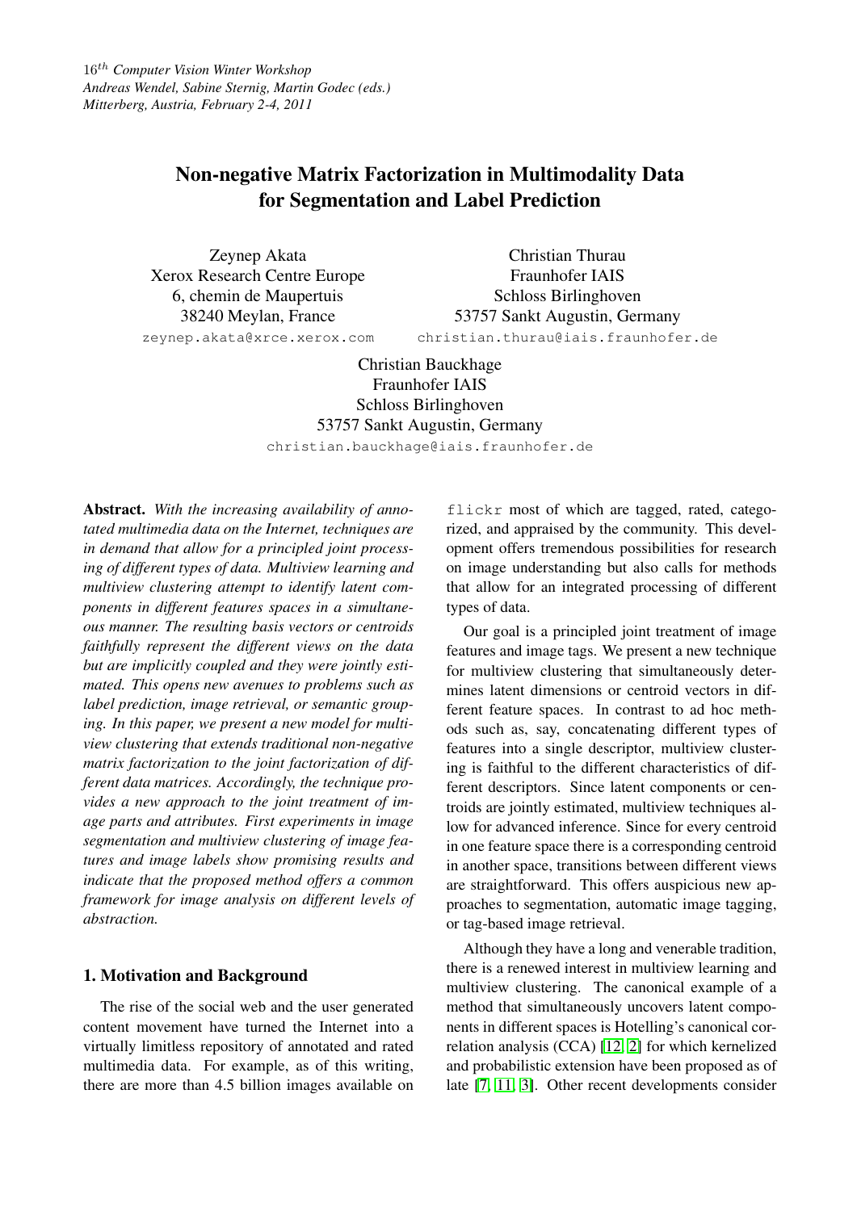16[th] *Computer Vision Winter Workshop*
*Andreas Wendel, Sabine Sternig, Martin Godec (eds.)*
*Mitterberg, Austria, February 2-4, 2011*

# Non-negative Matrix Factorization in Multimodality Data for Segmentation and Label Prediction

Zeynep Akata
Xerox Research Centre Europe
6, chemin de Maupertuis
38240 Meylan, France
zeynep.akata@xrce.xerox.com

Christian Thurau
Fraunhofer IAIS
Schloss Birlinghoven
53757 Sankt Augustin, Germany
christian.thurau@iais.fraunhofer.de

Christian Bauckhage
Fraunhofer IAIS
Schloss Birlinghoven
53757 Sankt Augustin, Germany
christian.bauckhage@iais.fraunhofer.de

**Abstract.** *With the increasing availability of annotated multimedia data on the Internet, techniques are in demand that allow for a principled joint processing of different types of data. Multiview learning and multiview clustering attempt to identify latent components in different features spaces in a simultaneous manner. The resulting basis vectors or centroids faithfully represent the different views on the data but are implicitly coupled and they were jointly estimated. This opens new avenues to problems such as label prediction, image retrieval, or semantic grouping. In this paper, we present a new model for multiview clustering that extends traditional non-negative matrix factorization to the joint factorization of different data matrices. Accordingly, the technique provides a new approach to the joint treatment of image parts and attributes. First experiments in image segmentation and multiview clustering of image features and image labels show promising results and indicate that the proposed method offers a common framework for image analysis on different levels of abstraction.*

## 1. Motivation and Background

The rise of the social web and the user generated content movement have turned the Internet into a virtually limitless repository of annotated and rated multimedia data. For example, as of this writing, there are more than 4.5 billion images available on `flickr` most of which are tagged, rated, categorized, and appraised by the community. This development offers tremendous possibilities for research on image understanding but also calls for methods that allow for an integrated processing of different types of data.

Our goal is a principled joint treatment of image features and image tags. We present a new technique for multiview clustering that simultaneously determines latent dimensions or centroid vectors in different feature spaces. In contrast to ad hoc methods such as, say, concatenating different types of features into a single descriptor, multiview clustering is faithful to the different characteristics of different descriptors. Since latent components or centroids are jointly estimated, multiview techniques allow for advanced inference. Since for every centroid in one feature space there is a corresponding centroid in another space, transitions between different views are straightforward. This offers auspicious new approaches to segmentation, automatic image tagging, or tag-based image retrieval.

Although they have a long and venerable tradition, there is a renewed interest in multiview learning and multiview clustering. The canonical example of a method that simultaneously uncovers latent components in different spaces is Hotelling's canonical correlation analysis (CCA) [12, 2] for which kernelized and probabilistic extension have been proposed as of late [7, 11, 3]. Other recent developments consider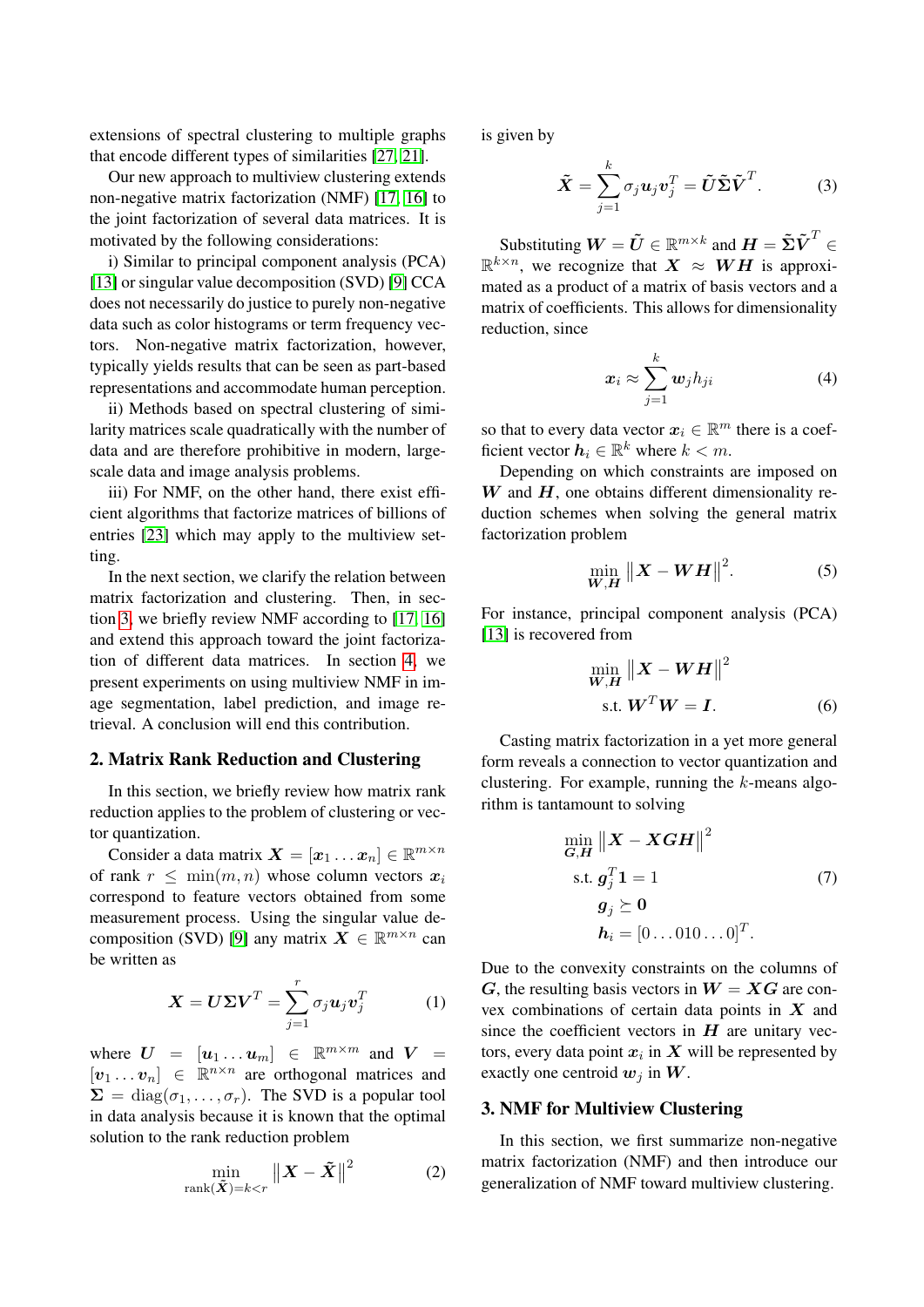extensions of spectral clustering to multiple graphs that encode different types of similarities [27, 21].

Our new approach to multiview clustering extends non-negative matrix factorization (NMF) [17, 16] to the joint factorization of several data matrices. It is motivated by the following considerations:

i) Similar to principal component analysis (PCA) [13] or singular value decomposition (SVD) [9] CCA does not necessarily do justice to purely non-negative data such as color histograms or term frequency vectors. Non-negative matrix factorization, however, typically yields results that can be seen as part-based representations and accommodate human perception.

ii) Methods based on spectral clustering of similarity matrices scale quadratically with the number of data and are therefore prohibitive in modern, large-scale data and image analysis problems.

iii) For NMF, on the other hand, there exist efficient algorithms that factorize matrices of billions of entries [23] which may apply to the multiview setting.

In the next section, we clarify the relation between matrix factorization and clustering. Then, in section 3, we briefly review NMF according to [17, 16] and extend this approach toward the joint factorization of different data matrices. In section 4, we present experiments on using multiview NMF in image segmentation, label prediction, and image retrieval. A conclusion will end this contribution.

## 2. Matrix Rank Reduction and Clustering

In this section, we briefly review how matrix rank reduction applies to the problem of clustering or vector quantization.

Consider a data matrix $\boldsymbol{X} = [\boldsymbol{x}_1 \dots \boldsymbol{x}_n] \in \mathbb{R}^{m \times n}$ of rank $r \leq \min(m, n)$ whose column vectors $\boldsymbol{x}_i$ correspond to feature vectors obtained from some measurement process. Using the singular value decomposition (SVD) [9] any matrix $\boldsymbol{X} \in \mathbb{R}^{m \times n}$ can be written as

$$\boldsymbol{X} = \boldsymbol{U}\boldsymbol{\Sigma}\boldsymbol{V}^T = \sum_{j=1}^{r} \sigma_j \boldsymbol{u}_j \boldsymbol{v}_j^T \tag{1}$$

where $\boldsymbol{U} = [\boldsymbol{u}_1 \dots \boldsymbol{u}_m] \in \mathbb{R}^{m \times m}$ and $\boldsymbol{V} = [\boldsymbol{v}_1 \dots \boldsymbol{v}_n] \in \mathbb{R}^{n \times n}$ are orthogonal matrices and $\boldsymbol{\Sigma} = \operatorname{diag}(\sigma_1, \dots, \sigma_r)$. The SVD is a popular tool in data analysis because it is known that the optimal solution to the rank reduction problem

$$\min_{\operatorname{rank}(\tilde{\boldsymbol{X}}) = k < r} \left\| \boldsymbol{X} - \tilde{\boldsymbol{X}} \right\|^2 \tag{2}$$

is given by

$$\tilde{\boldsymbol{X}} = \sum_{j=1}^{k} \sigma_j \boldsymbol{u}_j \boldsymbol{v}_j^T = \tilde{\boldsymbol{U}}\tilde{\boldsymbol{\Sigma}}\tilde{\boldsymbol{V}}^T. \tag{3}$$

Substituting $\boldsymbol{W} = \tilde{\boldsymbol{U}} \in \mathbb{R}^{m \times k}$ and $\boldsymbol{H} = \tilde{\boldsymbol{\Sigma}}\tilde{\boldsymbol{V}}^T \in \mathbb{R}^{k \times n}$, we recognize that $\boldsymbol{X} \approx \boldsymbol{W}\boldsymbol{H}$ is approximated as a product of a matrix of basis vectors and a matrix of coefficients. This allows for dimensionality reduction, since

$$\boldsymbol{x}_i \approx \sum_{j=1}^{k} \boldsymbol{w}_j h_{ji} \tag{4}$$

so that to every data vector $\boldsymbol{x}_i \in \mathbb{R}^m$ there is a coefficient vector $\boldsymbol{h}_i \in \mathbb{R}^k$ where $k < m$.

Depending on which constraints are imposed on $\boldsymbol{W}$ and $\boldsymbol{H}$, one obtains different dimensionality reduction schemes when solving the general matrix factorization problem

$$\min_{\boldsymbol{W}, \boldsymbol{H}} \left\| \boldsymbol{X} - \boldsymbol{W}\boldsymbol{H} \right\|^2. \tag{5}$$

For instance, principal component analysis (PCA) [13] is recovered from

$$\begin{aligned} \min_{\boldsymbol{W}, \boldsymbol{H}} \; & \left\| \boldsymbol{X} - \boldsymbol{W}\boldsymbol{H} \right\|^2 \\ \text{s.t. } & \boldsymbol{W}^T\boldsymbol{W} = \boldsymbol{I}. \end{aligned} \tag{6}$$

Casting matrix factorization in a yet more general form reveals a connection to vector quantization and clustering. For example, running the $k$-means algorithm is tantamount to solving

$$\begin{aligned} \min_{\boldsymbol{G}, \boldsymbol{H}} \; & \left\| \boldsymbol{X} - \boldsymbol{X}\boldsymbol{G}\boldsymbol{H} \right\|^2 \\ \text{s.t. } & \boldsymbol{g}_j^T \boldsymbol{1} = 1 \\ & \boldsymbol{g}_j \succeq \boldsymbol{0} \\ & \boldsymbol{h}_i = [0 \dots 010 \dots 0]^T. \end{aligned} \tag{7}$$

Due to the convexity constraints on the columns of $\boldsymbol{G}$, the resulting basis vectors in $\boldsymbol{W} = \boldsymbol{X}\boldsymbol{G}$ are convex combinations of certain data points in $\boldsymbol{X}$ and since the coefficient vectors in $\boldsymbol{H}$ are unitary vectors, every data point $\boldsymbol{x}_i$ in $\boldsymbol{X}$ will be represented by exactly one centroid $\boldsymbol{w}_j$ in $\boldsymbol{W}$.

## 3. NMF for Multiview Clustering

In this section, we first summarize non-negative matrix factorization (NMF) and then introduce our generalization of NMF toward multiview clustering.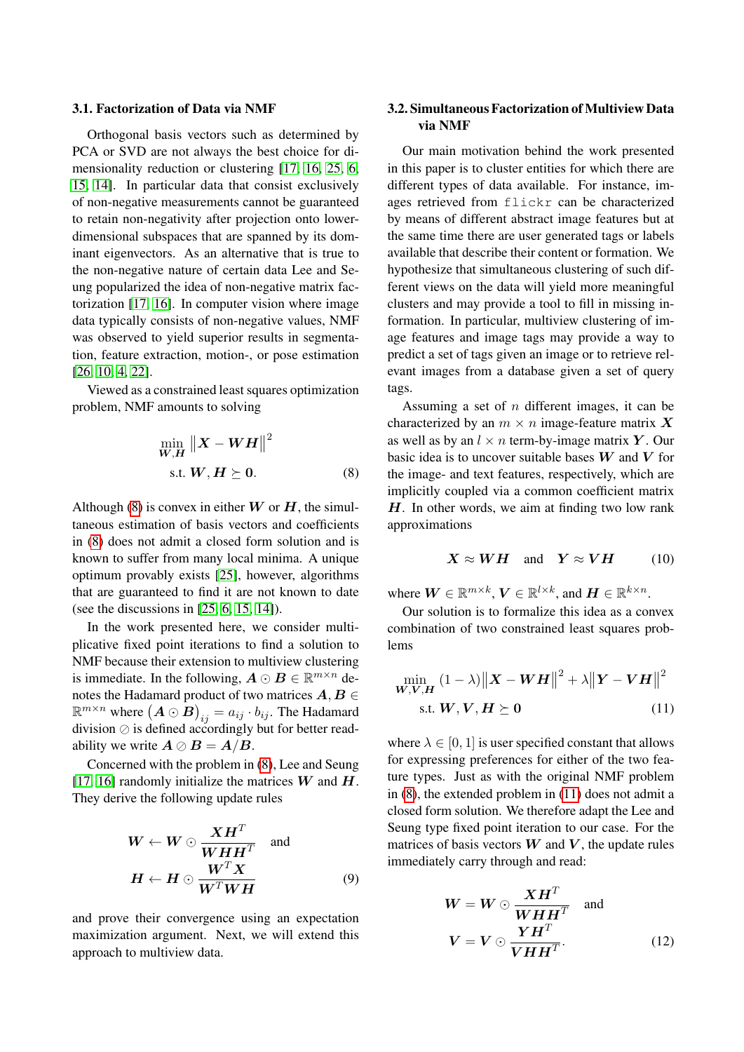### 3.1. Factorization of Data via NMF

Orthogonal basis vectors such as determined by PCA or SVD are not always the best choice for dimensionality reduction or clustering [17, 16, 25, 6, 15, 14]. In particular data that consist exclusively of non-negative measurements cannot be guaranteed to retain non-negativity after projection onto lower-dimensional subspaces that are spanned by its dominant eigenvectors. As an alternative that is true to the non-negative nature of certain data Lee and Seung popularized the idea of non-negative matrix factorization [17, 16]. In computer vision where image data typically consists of non-negative values, NMF was observed to yield superior results in segmentation, feature extraction, motion-, or pose estimation [26, 10, 4, 22].

Viewed as a constrained least squares optimization problem, NMF amounts to solving

$$
\begin{aligned}
\min_{\boldsymbol{W},\boldsymbol{H}} \; & \left\|\boldsymbol{X} - \boldsymbol{W}\boldsymbol{H}\right\|^2 \\
\text{s.t. } & \boldsymbol{W}, \boldsymbol{H} \succeq \boldsymbol{0}.
\end{aligned}
\tag{8}
$$

Although (8) is convex in either $\boldsymbol{W}$ or $\boldsymbol{H}$, the simultaneous estimation of basis vectors and coefficients in (8) does not admit a closed form solution and is known to suffer from many local minima. A unique optimum provably exists [25], however, algorithms that are guaranteed to find it are not known to date (see the discussions in [25, 6, 15, 14]).

In the work presented here, we consider multiplicative fixed point iterations to find a solution to NMF because their extension to multiview clustering is immediate. In the following, $\boldsymbol{A} \odot \boldsymbol{B} \in \mathbb{R}^{m \times n}$ denotes the Hadamard product of two matrices $\boldsymbol{A}, \boldsymbol{B} \in \mathbb{R}^{m \times n}$ where $\left(\boldsymbol{A} \odot \boldsymbol{B}\right)_{ij} = a_{ij} \cdot b_{ij}$. The Hadamard division $\oslash$ is defined accordingly but for better readability we write $\boldsymbol{A} \oslash \boldsymbol{B} = \boldsymbol{A}/\boldsymbol{B}$.

Concerned with the problem in (8), Lee and Seung [17, 16] randomly initialize the matrices $\boldsymbol{W}$ and $\boldsymbol{H}$. They derive the following update rules

$$
\begin{aligned}
\boldsymbol{W} &\leftarrow \boldsymbol{W} \odot \frac{\boldsymbol{X}\boldsymbol{H}^T}{\boldsymbol{W}\boldsymbol{H}\boldsymbol{H}^T} \quad \text{and} \\
\boldsymbol{H} &\leftarrow \boldsymbol{H} \odot \frac{\boldsymbol{W}^T\boldsymbol{X}}{\boldsymbol{W}^T\boldsymbol{W}\boldsymbol{H}}
\end{aligned}
\tag{9}
$$

and prove their convergence using an expectation maximization argument. Next, we will extend this approach to multiview data.

### 3.2. Simultaneous Factorization of Multiview Data via NMF

Our main motivation behind the work presented in this paper is to cluster entities for which there are different types of data available. For instance, images retrieved from `flickr` can be characterized by means of different abstract image features but at the same time there are user generated tags or labels available that describe their content or formation. We hypothesize that simultaneous clustering of such different views on the data will yield more meaningful clusters and may provide a tool to fill in missing information. In particular, multiview clustering of image features and image tags may provide a way to predict a set of tags given an image or to retrieve relevant images from a database given a set of query tags.

Assuming a set of $n$ different images, it can be characterized by an $m \times n$ image-feature matrix $\boldsymbol{X}$ as well as by an $l \times n$ term-by-image matrix $\boldsymbol{Y}$. Our basic idea is to uncover suitable bases $\boldsymbol{W}$ and $\boldsymbol{V}$ for the image- and text features, respectively, which are implicitly coupled via a common coefficient matrix $\boldsymbol{H}$. In other words, we aim at finding two low rank approximations

$$
\boldsymbol{X} \approx \boldsymbol{W}\boldsymbol{H} \quad \text{and} \quad \boldsymbol{Y} \approx \boldsymbol{V}\boldsymbol{H} \tag{10}
$$

where $\boldsymbol{W} \in \mathbb{R}^{m \times k}$, $\boldsymbol{V} \in \mathbb{R}^{l \times k}$, and $\boldsymbol{H} \in \mathbb{R}^{k \times n}$.

Our solution is to formalize this idea as a convex combination of two constrained least squares problems

$$
\begin{aligned}
\min_{\boldsymbol{W},\boldsymbol{V},\boldsymbol{H}} \; & (1-\lambda)\left\|\boldsymbol{X} - \boldsymbol{W}\boldsymbol{H}\right\|^2 + \lambda\left\|\boldsymbol{Y} - \boldsymbol{V}\boldsymbol{H}\right\|^2 \\
\text{s.t. } & \boldsymbol{W}, \boldsymbol{V}, \boldsymbol{H} \succeq \boldsymbol{0}
\end{aligned}
\tag{11}
$$

where $\lambda \in [0, 1]$ is user specified constant that allows for expressing preferences for either of the two feature types. Just as with the original NMF problem in (8), the extended problem in (11) does not admit a closed form solution. We therefore adapt the Lee and Seung type fixed point iteration to our case. For the matrices of basis vectors $\boldsymbol{W}$ and $\boldsymbol{V}$, the update rules immediately carry through and read:

$$
\begin{aligned}
\boldsymbol{W} &= \boldsymbol{W} \odot \frac{\boldsymbol{X}\boldsymbol{H}^T}{\boldsymbol{W}\boldsymbol{H}\boldsymbol{H}^T} \quad \text{and} \\
\boldsymbol{V} &= \boldsymbol{V} \odot \frac{\boldsymbol{Y}\boldsymbol{H}^T}{\boldsymbol{V}\boldsymbol{H}\boldsymbol{H}^T}.
\end{aligned}
\tag{12}
$$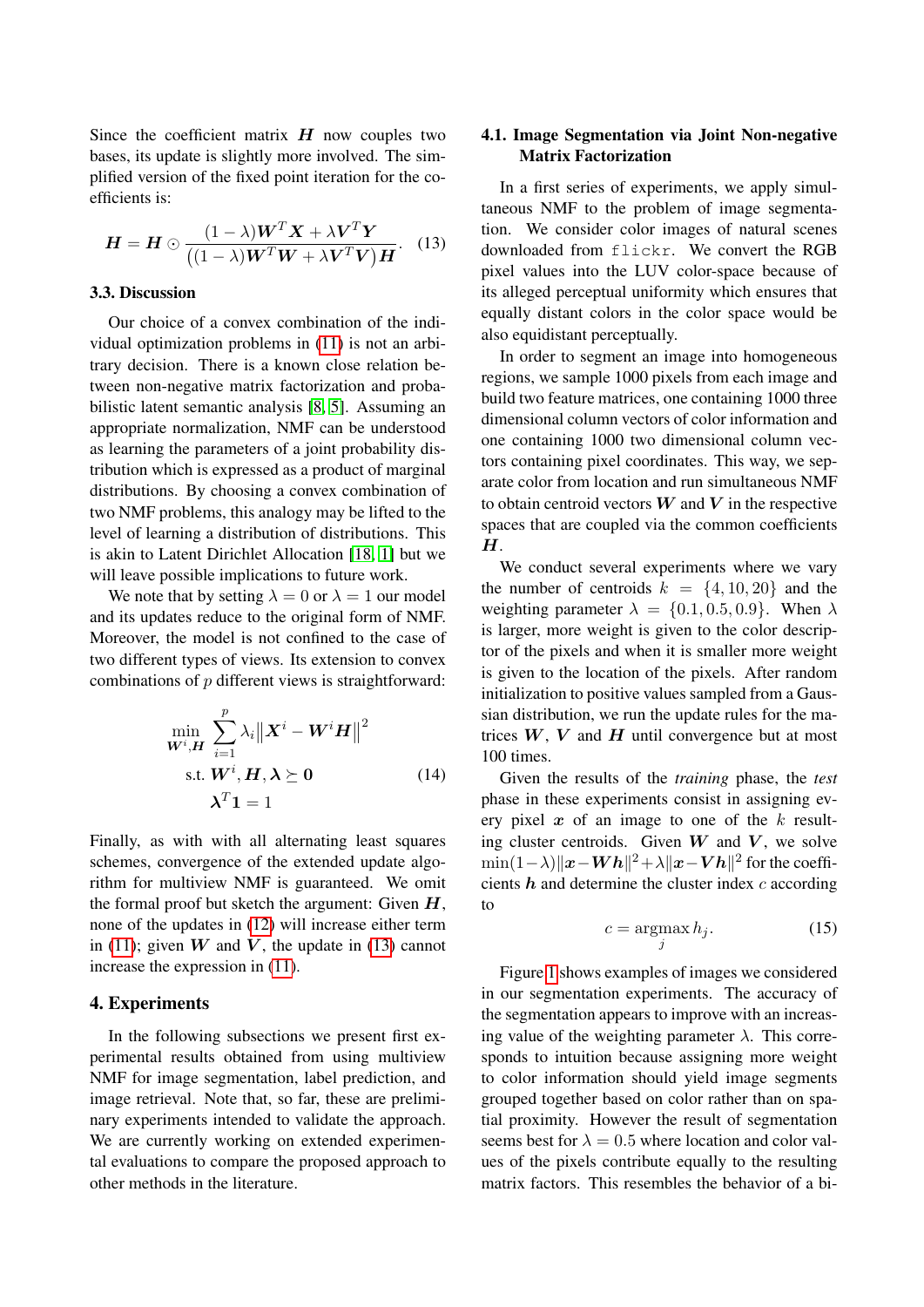Since the coefficient matrix $\boldsymbol{H}$ now couples two bases, its update is slightly more involved. The simplified version of the fixed point iteration for the coefficients is:

$$\boldsymbol{H} = \boldsymbol{H} \odot \frac{(1-\lambda)\boldsymbol{W}^T\boldsymbol{X} + \lambda\boldsymbol{V}^T\boldsymbol{Y}}{\big((1-\lambda)\boldsymbol{W}^T\boldsymbol{W} + \lambda\boldsymbol{V}^T\boldsymbol{V}\big)\boldsymbol{H}}. \tag{13}$$

### 3.3. Discussion

Our choice of a convex combination of the individual optimization problems in (11) is not an arbitrary decision. There is a known close relation between non-negative matrix factorization and probabilistic latent semantic analysis [8, 5]. Assuming an appropriate normalization, NMF can be understood as learning the parameters of a joint probability distribution which is expressed as a product of marginal distributions. By choosing a convex combination of two NMF problems, this analogy may be lifted to the level of learning a distribution of distributions. This is akin to Latent Dirichlet Allocation [18, 1] but we will leave possible implications to future work.

We note that by setting $\lambda = 0$ or $\lambda = 1$ our model and its updates reduce to the original form of NMF. Moreover, the model is not confined to the case of two different types of views. Its extension to convex combinations of $p$ different views is straightforward:

$$\begin{aligned} \min_{\boldsymbol{W}^i, \boldsymbol{H}} \quad & \sum_{i=1}^{p} \lambda_i \big\| \boldsymbol{X}^i - \boldsymbol{W}^i \boldsymbol{H} \big\|^2 \\ \text{s.t.} \quad & \boldsymbol{W}^i, \boldsymbol{H}, \boldsymbol{\lambda} \succeq \boldsymbol{0} \\ & \boldsymbol{\lambda}^T \boldsymbol{1} = 1 \end{aligned} \tag{14}$$

Finally, as with with all alternating least squares schemes, convergence of the extended update algorithm for multiview NMF is guaranteed. We omit the formal proof but sketch the argument: Given $\boldsymbol{H}$, none of the updates in (12) will increase either term in (11); given $\boldsymbol{W}$ and $\boldsymbol{V}$, the update in (13) cannot increase the expression in (11).

## 4. Experiments

In the following subsections we present first experimental results obtained from using multiview NMF for image segmentation, label prediction, and image retrieval. Note that, so far, these are preliminary experiments intended to validate the approach. We are currently working on extended experimental evaluations to compare the proposed approach to other methods in the literature.

### 4.1. Image Segmentation via Joint Non-negative Matrix Factorization

In a first series of experiments, we apply simultaneous NMF to the problem of image segmentation. We consider color images of natural scenes downloaded from `flickr`. We convert the RGB pixel values into the LUV color-space because of its alleged perceptual uniformity which ensures that equally distant colors in the color space would be also equidistant perceptually.

In order to segment an image into homogeneous regions, we sample 1000 pixels from each image and build two feature matrices, one containing 1000 three dimensional column vectors of color information and one containing 1000 two dimensional column vectors containing pixel coordinates. This way, we separate color from location and run simultaneous NMF to obtain centroid vectors $\boldsymbol{W}$ and $\boldsymbol{V}$ in the respective spaces that are coupled via the common coefficients $\boldsymbol{H}$.

We conduct several experiments where we vary the number of centroids $k = \{4, 10, 20\}$ and the weighting parameter $\lambda = \{0.1, 0.5, 0.9\}$. When $\lambda$ is larger, more weight is given to the color descriptor of the pixels and when it is smaller more weight is given to the location of the pixels. After random initialization to positive values sampled from a Gaussian distribution, we run the update rules for the matrices $\boldsymbol{W}$, $\boldsymbol{V}$ and $\boldsymbol{H}$ until convergence but at most 100 times.

Given the results of the *training* phase, the *test* phase in these experiments consist in assigning every pixel $\boldsymbol{x}$ of an image to one of the $k$ resulting cluster centroids. Given $\boldsymbol{W}$ and $\boldsymbol{V}$, we solve $\min (1-\lambda)\|\boldsymbol{x} - \boldsymbol{W}\boldsymbol{h}\|^2 + \lambda\|\boldsymbol{x} - \boldsymbol{V}\boldsymbol{h}\|^2$ for the coefficients $\boldsymbol{h}$ and determine the cluster index $c$ according to

$$c = \operatorname*{argmax}_j h_j. \tag{15}$$

Figure 1 shows examples of images we considered in our segmentation experiments. The accuracy of the segmentation appears to improve with an increasing value of the weighting parameter $\lambda$. This corresponds to intuition because assigning more weight to color information should yield image segments grouped together based on color rather than on spatial proximity. However the result of segmentation seems best for $\lambda = 0.5$ where location and color values of the pixels contribute equally to the resulting matrix factors. This resembles the behavior of a bi-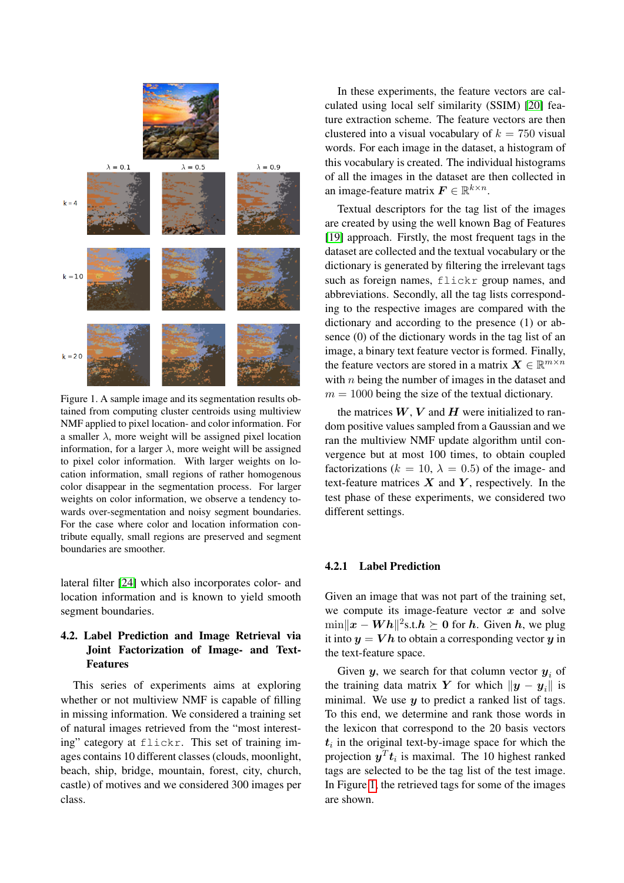Figure 1. A sample image and its segmentation results obtained from computing cluster centroids using multiview NMF applied to pixel location- and color information. For a smaller $\lambda$, more weight will be assigned pixel location information, for a larger $\lambda$, more weight will be assigned to pixel color information. With larger weights on location information, small regions of rather homogenous color disappear in the segmentation process. For larger weights on color information, we observe a tendency towards over-segmentation and noisy segment boundaries. For the case where color and location information contribute equally, small regions are preserved and segment boundaries are smoother.

lateral filter [24] which also incorporates color- and location information and is known to yield smooth segment boundaries.

## 4.2. Label Prediction and Image Retrieval via Joint Factorization of Image- and Text-Features

This series of experiments aims at exploring whether or not multiview NMF is capable of filling in missing information. We considered a training set of natural images retrieved from the "most interesting" category at `flickr`. This set of training images contains 10 different classes (clouds, moonlight, beach, ship, bridge, mountain, forest, city, church, castle) of motives and we considered 300 images per class.

In these experiments, the feature vectors are calculated using local self similarity (SSIM) [20] feature extraction scheme. The feature vectors are then clustered into a visual vocabulary of $k = 750$ visual words. For each image in the dataset, a histogram of this vocabulary is created. The individual histograms of all the images in the dataset are then collected in an image-feature matrix $\boldsymbol{F} \in \mathbb{R}^{k \times n}$.

Textual descriptors for the tag list of the images are created by using the well known Bag of Features [19] approach. Firstly, the most frequent tags in the dataset are collected and the textual vocabulary or the dictionary is generated by filtering the irrelevant tags such as foreign names, `flickr` group names, and abbreviations. Secondly, all the tag lists corresponding to the respective images are compared with the dictionary and according to the presence (1) or absence (0) of the dictionary words in the tag list of an image, a binary text feature vector is formed. Finally, the feature vectors are stored in a matrix $\boldsymbol{X} \in \mathbb{R}^{m \times n}$ with $n$ being the number of images in the dataset and $m = 1000$ being the size of the textual dictionary.

the matrices $\boldsymbol{W}$, $\boldsymbol{V}$ and $\boldsymbol{H}$ were initialized to random positive values sampled from a Gaussian and we ran the multiview NMF update algorithm until convergence but at most 100 times, to obtain coupled factorizations ($k = 10$, $\lambda = 0.5$) of the image- and text-feature matrices $\boldsymbol{X}$ and $\boldsymbol{Y}$, respectively. In the test phase of these experiments, we considered two different settings.

### 4.2.1 Label Prediction

Given an image that was not part of the training set, we compute its image-feature vector $\boldsymbol{x}$ and solve $\min \|\boldsymbol{x} - \boldsymbol{W}\boldsymbol{h}\|^2 \text{s.t.} \boldsymbol{h} \succeq \boldsymbol{0}$ for $\boldsymbol{h}$. Given $\boldsymbol{h}$, we plug it into $\boldsymbol{y} = \boldsymbol{V}\boldsymbol{h}$ to obtain a corresponding vector $\boldsymbol{y}$ in the text-feature space.

Given $\boldsymbol{y}$, we search for that column vector $\boldsymbol{y}_i$ of the training data matrix $\boldsymbol{Y}$ for which $\|\boldsymbol{y} - \boldsymbol{y}_i\|$ is minimal. We use $\boldsymbol{y}$ to predict a ranked list of tags. To this end, we determine and rank those words in the lexicon that correspond to the 20 basis vectors $\boldsymbol{t}_i$ in the original text-by-image space for which the projection $\boldsymbol{y}^T \boldsymbol{t}_i$ is maximal. The 10 highest ranked tags are selected to be the tag list of the test image. In Figure 1, the retrieved tags for some of the images are shown.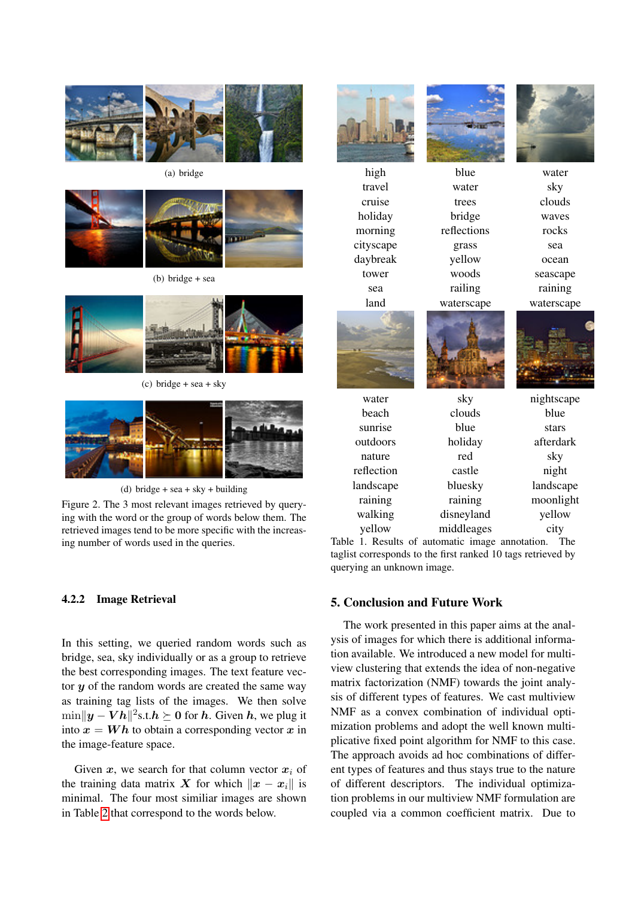(a) bridge

(b) bridge + sea

(c) bridge + sea + sky

(d) bridge + sea + sky + building

Figure 2. The 3 most relevant images retrieved by querying with the word or the group of words below them. The retrieved images tend to be more specific with the increasing number of words used in the queries.

#### 4.2.2 Image Retrieval

In this setting, we queried random words such as bridge, sea, sky individually or as a group to retrieve the best corresponding images. The text feature vector $\boldsymbol{y}$ of the random words are created the same way as training tag lists of the images. We then solve $\min \|\boldsymbol{y} - \boldsymbol{V}\boldsymbol{h}\|^2 \text{s.t.} \boldsymbol{h} \succeq \boldsymbol{0}$ for $\boldsymbol{h}$. Given $\boldsymbol{h}$, we plug it into $\boldsymbol{x} = \boldsymbol{W}\boldsymbol{h}$ to obtain a corresponding vector $\boldsymbol{x}$ in the image-feature space.

Given $\boldsymbol{x}$, we search for that column vector $\boldsymbol{x}_i$ of the training data matrix $\boldsymbol{X}$ for which $\|\boldsymbol{x} - \boldsymbol{x}_i\|$ is minimal. The four most similiar images are shown in Table 2 that correspond to the words below.

| | | |
|---|---|---|
| high | blue | water |
| travel | water | sky |
| cruise | trees | clouds |
| holiday | bridge | waves |
| morning | reflections | rocks |
| cityscape | grass | sea |
| daybreak | yellow | ocean |
| tower | woods | seascape |
| sea | railing | raining |
| land | waterscape | waterscape |

| | | |
|---|---|---|
| water | sky | nightscape |
| beach | clouds | blue |
| sunrise | blue | stars |
| outdoors | holiday | afterdark |
| nature | red | sky |
| reflection | castle | night |
| landscape | bluesky | landscape |
| raining | raining | moonlight |
| walking | disneyland | yellow |
| yellow | middleages | city |

Table 1. Results of automatic image annotation. The taglist corresponds to the first ranked 10 tags retrieved by querying an unknown image.

## 5. Conclusion and Future Work

The work presented in this paper aims at the analysis of images for which there is additional information available. We introduced a new model for multiview clustering that extends the idea of non-negative matrix factorization (NMF) towards the joint analysis of different types of features. We cast multiview NMF as a convex combination of individual optimization problems and adopt the well known multiplicative fixed point algorithm for NMF to this case. The approach avoids ad hoc combinations of different types of features and thus stays true to the nature of different descriptors. The individual optimization problems in our multiview NMF formulation are coupled via a common coefficient matrix. Due to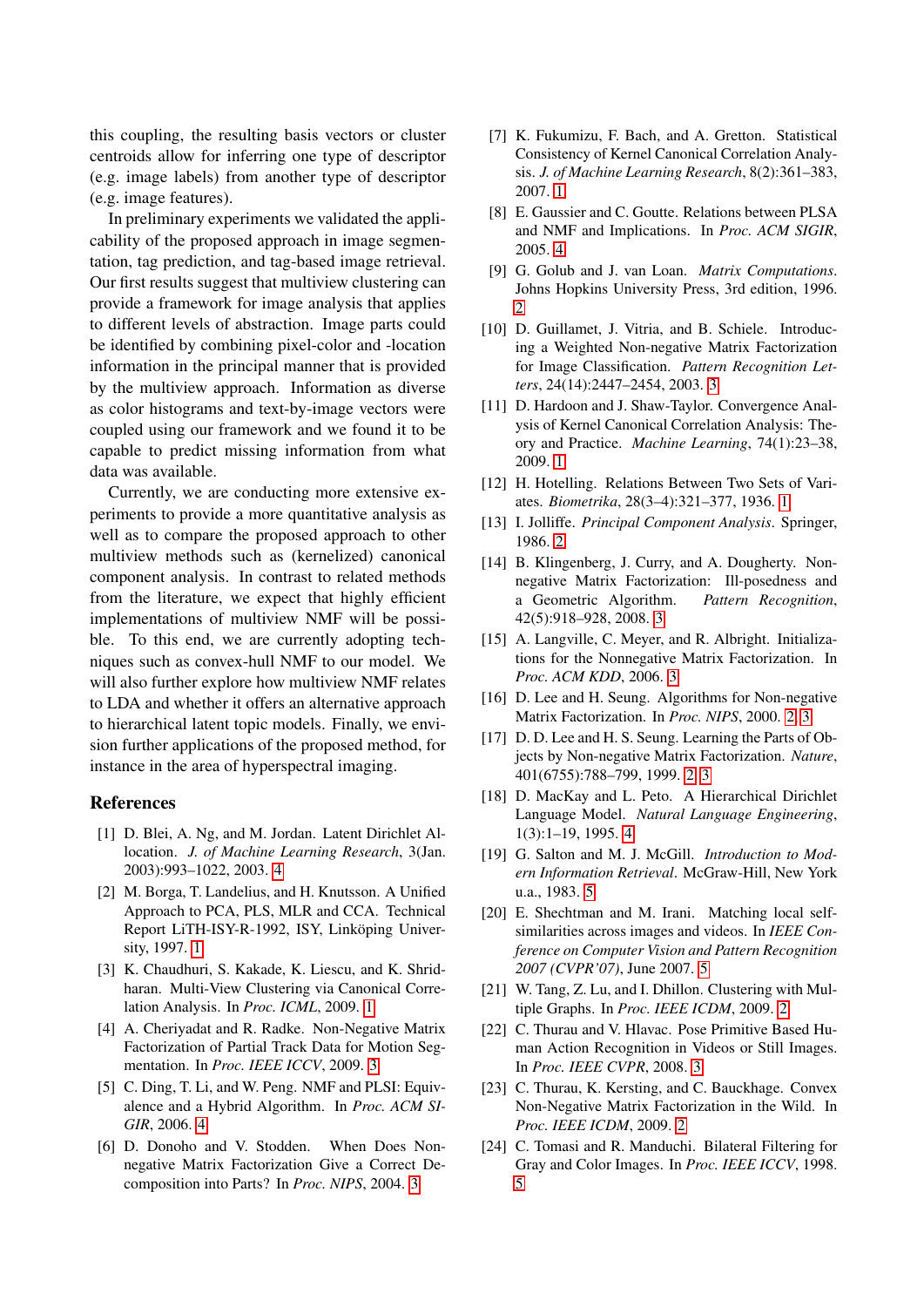this coupling, the resulting basis vectors or cluster centroids allow for inferring one type of descriptor (e.g. image labels) from another type of descriptor (e.g. image features).

In preliminary experiments we validated the applicability of the proposed approach in image segmentation, tag prediction, and tag-based image retrieval. Our first results suggest that multiview clustering can provide a framework for image analysis that applies to different levels of abstraction. Image parts could be identified by combining pixel-color and -location information in the principal manner that is provided by the multiview approach. Information as diverse as color histograms and text-by-image vectors were coupled using our framework and we found it to be capable to predict missing information from what data was available.

Currently, we are conducting more extensive experiments to provide a more quantitative analysis as well as to compare the proposed approach to other multiview methods such as (kernelized) canonical component analysis. In contrast to related methods from the literature, we expect that highly efficient implementations of multiview NMF will be possible. To this end, we are currently adapting techniques such as convex-hull NMF to our model. We will also further explore how multiview NMF relates to LDA and whether it offers an alternative approach to hierarchical latent topic models. Finally, we envision further applications of the proposed method, for instance in the area of hyperspectral imaging.

## References

[1] D. Blei, A. Ng, and M. Jordan. Latent Dirichlet Allocation. *J. of Machine Learning Research*, 3(Jan. 2003):993–1022, 2003. 4

[2] M. Borga, T. Landelius, and H. Knutsson. A Unified Approach to PCA, PLS, MLR and CCA. Technical Report LiTH-ISY-R-1992, ISY, Linköping University, 1997. 1

[3] K. Chaudhuri, S. Kakade, K. Liescu, and K. Shridharan. Multi-View Clustering via Canonical Correlation Analysis. In *Proc. ICML*, 2009. 1

[4] A. Cheriyadat and R. Radke. Non-Negative Matrix Factorization of Partial Track Data for Motion Segmentation. In *Proc. IEEE ICCV*, 2009. 3

[5] C. Ding, T. Li, and W. Peng. NMF and PLSI: Equivalence and a Hybrid Algorithm. In *Proc. ACM SIGIR*, 2006. 4

[6] D. Donoho and V. Stodden. When Does Non-negative Matrix Factorization Give a Correct Decomposition into Parts? In *Proc. NIPS*, 2004. 3

[7] K. Fukumizu, F. Bach, and A. Gretton. Statistical Consistency of Kernel Canonical Correlation Analysis. *J. of Machine Learning Research*, 8(2):361–383, 2007. 1

[8] E. Gaussier and C. Goutte. Relations between PLSA and NMF and Implications. In *Proc. ACM SIGIR*, 2005. 4

[9] G. Golub and J. van Loan. *Matrix Computations*. Johns Hopkins University Press, 3rd edition, 1996. 2

[10] D. Guillamet, J. Vitria, and B. Schiele. Introducing a Weighted Non-negative Matrix Factorization for Image Classification. *Pattern Recognition Letters*, 24(14):2447–2454, 2003. 3

[11] D. Hardoon and J. Shaw-Taylor. Convergence Analysis of Kernel Canonical Correlation Analysis: Theory and Practice. *Machine Learning*, 74(1):23–38, 2009. 1

[12] H. Hotelling. Relations Between Two Sets of Variates. *Biometrika*, 28(3–4):321–377, 1936. 1

[13] I. Jolliffe. *Principal Component Analysis*. Springer, 1986. 2

[14] B. Klingenberg, J. Curry, and A. Dougherty. Non-negative Matrix Factorization: Ill-posedness and a Geometric Algorithm. *Pattern Recognition*, 42(5):918–928, 2008. 3

[15] A. Langville, C. Meyer, and R. Albright. Initializations for the Nonnegative Matrix Factorization. In *Proc. ACM KDD*, 2006. 3

[16] D. Lee and H. Seung. Algorithms for Non-negative Matrix Factorization. In *Proc. NIPS*, 2000. 2, 3

[17] D. D. Lee and H. S. Seung. Learning the Parts of Objects by Non-negative Matrix Factorization. *Nature*, 401(6755):788–799, 1999. 2, 3

[18] D. MacKay and L. Peto. A Hierarchical Dirichlet Language Model. *Natural Language Engineering*, 1(3):1–19, 1995. 4

[19] G. Salton and M. J. McGill. *Introduction to Modern Information Retrieval*. McGraw-Hill, New York u.a., 1983. 5

[20] E. Shechtman and M. Irani. Matching local self-similarities across images and videos. In *IEEE Conference on Computer Vision and Pattern Recognition 2007 (CVPR'07)*, June 2007. 5

[21] W. Tang, Z. Lu, and I. Dhillon. Clustering with Multiple Graphs. In *Proc. IEEE ICDM*, 2009. 2

[22] C. Thurau and V. Hlavac. Pose Primitive Based Human Action Recognition in Videos or Still Images. In *Proc. IEEE CVPR*, 2008. 3

[23] C. Thurau, K. Kersting, and C. Bauckhage. Convex Non-Negative Matrix Factorization in the Wild. In *Proc. IEEE ICDM*, 2009. 2

[24] C. Tomasi and R. Manduchi. Bilateral Filtering for Gray and Color Images. In *Proc. IEEE ICCV*, 1998. 5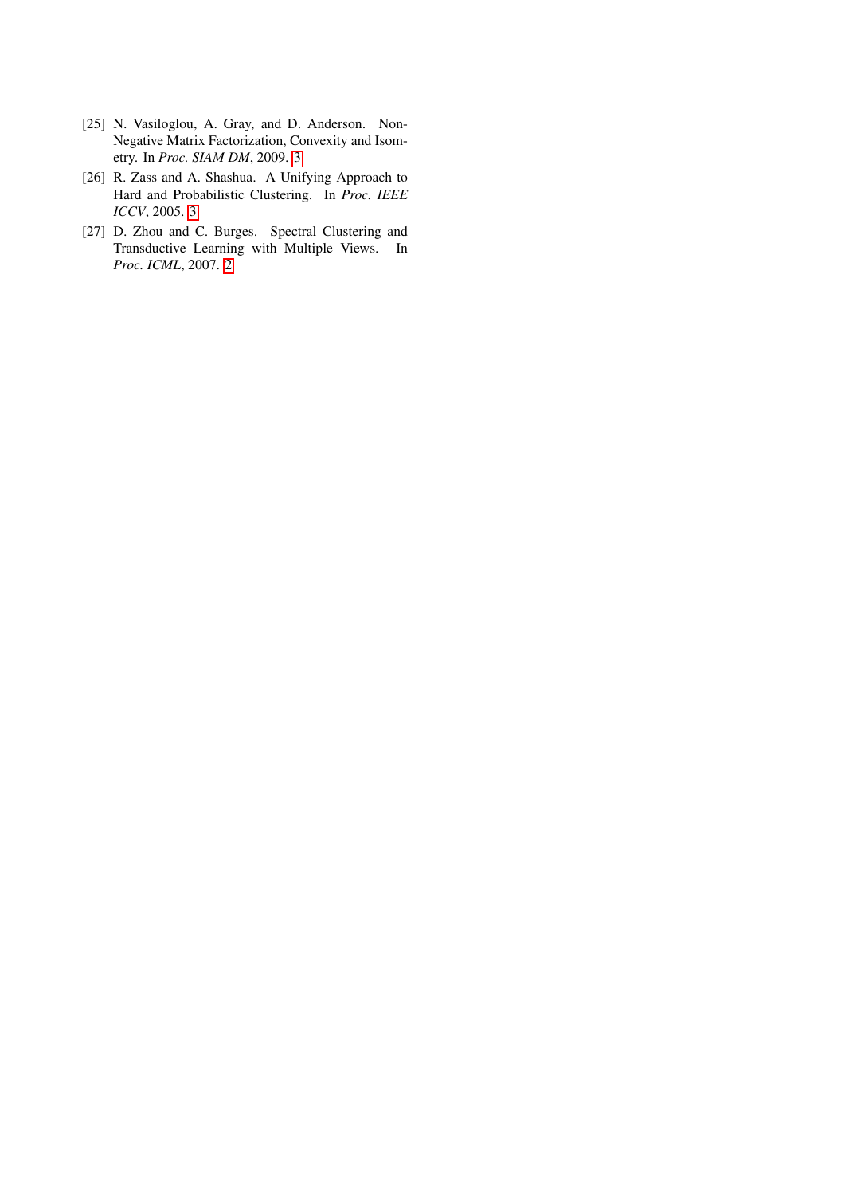[25] N. Vasiloglou, A. Gray, and D. Anderson. Non-Negative Matrix Factorization, Convexity and Isometry. In *Proc. SIAM DM*, 2009. 3

[26] R. Zass and A. Shashua. A Unifying Approach to Hard and Probabilistic Clustering. In *Proc. IEEE ICCV*, 2005. 3

[27] D. Zhou and C. Burges. Spectral Clustering and Transductive Learning with Multiple Views. In *Proc. ICML*, 2007. 2